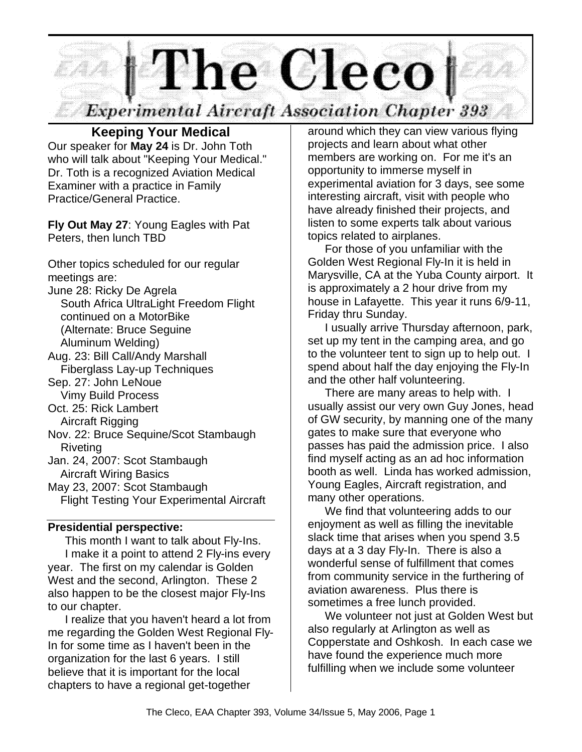# The Cleco

## Experimental Aircraft Association Chapter 393

### Keeping Your Medical

Our speaker for **May 24** is Dr. John Toth who will talk about "Keeping Your Medical." Dr. Toth is a recognized Aviation Medical Examiner with a practice in Family Practice/General Practice.

**Fly Out May 27**: Young Eagles with Pat Peters, then lunch TBD

Other topics scheduled for our regular meetings are:

June 28: Ricky De Agrela
  South Africa UltraLight Freedom Flight continued on a MotorBike
  (Alternate: Bruce Seguine
  Aluminum Welding)
Aug. 23: Bill Call/Andy Marshall
  Fiberglass Lay-up Techniques
Sep. 27: John LeNoue
  Vimy Build Process
Oct. 25: Rick Lambert
  Aircraft Rigging
Nov. 22: Bruce Sequine/Scot Stambaugh
  Riveting
Jan. 24, 2007: Scot Stambaugh
  Aircraft Wiring Basics
May 23, 2007: Scot Stambaugh
  Flight Testing Your Experimental Aircraft

**Presidential perspective:**

This month I want to talk about Fly-Ins.

I make it a point to attend 2 Fly-ins every year. The first on my calendar is Golden West and the second, Arlington. These 2 also happen to be the closest major Fly-Ins to our chapter.

I realize that you haven't heard a lot from me regarding the Golden West Regional Fly-In for some time as I haven't been in the organization for the last 6 years. I still believe that it is important for the local chapters to have a regional get-together around which they can view various flying projects and learn about what other members are working on. For me it's an opportunity to immerse myself in experimental aviation for 3 days, see some interesting aircraft, visit with people who have already finished their projects, and listen to some experts talk about various topics related to airplanes.

For those of you unfamiliar with the Golden West Regional Fly-In it is held in Marysville, CA at the Yuba County airport. It is approximately a 2 hour drive from my house in Lafayette. This year it runs 6/9-11, Friday thru Sunday.

I usually arrive Thursday afternoon, park, set up my tent in the camping area, and go to the volunteer tent to sign up to help out. I spend about half the day enjoying the Fly-In and the other half volunteering.

There are many areas to help with. I usually assist our very own Guy Jones, head of GW security, by manning one of the many gates to make sure that everyone who passes has paid the admission price. I also find myself acting as an ad hoc information booth as well. Linda has worked admission, Young Eagles, Aircraft registration, and many other operations.

We find that volunteering adds to our enjoyment as well as filling the inevitable slack time that arises when you spend 3.5 days at a 3 day Fly-In. There is also a wonderful sense of fulfillment that comes from community service in the furthering of aviation awareness. Plus there is sometimes a free lunch provided.

We volunteer not just at Golden West but also regularly at Arlington as well as Copperstate and Oshkosh. In each case we have found the experience much more fulfilling when we include some volunteer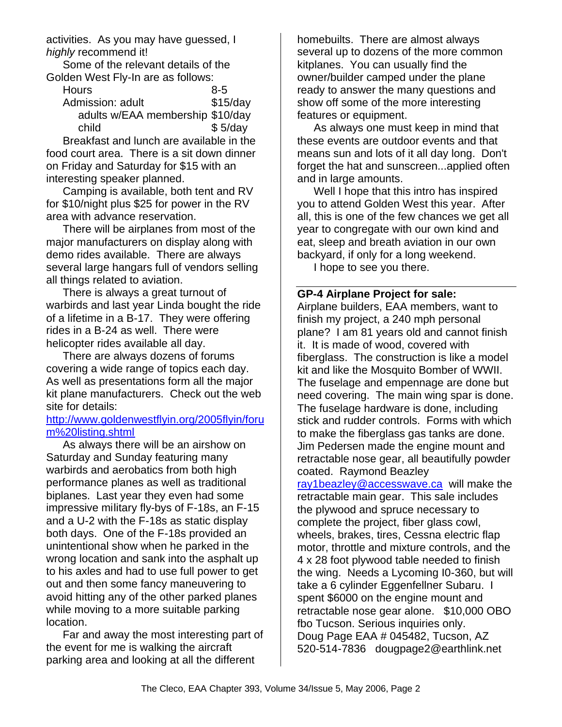activities. As you may have guessed, I *highly* recommend it!

Some of the relevant details of the Golden West Fly-In are as follows:

| | |
|---|---|
| Hours | 8-5 |
| Admission: adult | $15/day |
| adults w/EAA membership | $10/day |
| child | $ 5/day |

Breakfast and lunch are available in the food court area. There is a sit down dinner on Friday and Saturday for $15 with an interesting speaker planned.

Camping is available, both tent and RV for $10/night plus $25 for power in the RV area with advance reservation.

There will be airplanes from most of the major manufacturers on display along with demo rides available. There are always several large hangars full of vendors selling all things related to aviation.

There is always a great turnout of warbirds and last year Linda bought the ride of a lifetime in a B-17. They were offering rides in a B-24 as well. There were helicopter rides available all day.

There are always dozens of forums covering a wide range of topics each day. As well as presentations form all the major kit plane manufacturers. Check out the web site for details: http://www.goldenwestflyin.org/2005flyin/forum%20listing.shtml

As always there will be an airshow on Saturday and Sunday featuring many warbirds and aerobatics from both high performance planes as well as traditional biplanes. Last year they even had some impressive military fly-bys of F-18s, an F-15 and a U-2 with the F-18s as static display both days. One of the F-18s provided an unintentional show when he parked in the wrong location and sank into the asphalt up to his axles and had to use full power to get out and then some fancy maneuvering to avoid hitting any of the other parked planes while moving to a more suitable parking location.

Far and away the most interesting part of the event for me is walking the aircraft parking area and looking at all the different homebuilts. There are almost always several up to dozens of the more common kitplanes. You can usually find the owner/builder camped under the plane ready to answer the many questions and show off some of the more interesting features or equipment.

As always one must keep in mind that these events are outdoor events and that means sun and lots of it all day long. Don't forget the hat and sunscreen...applied often and in large amounts.

Well I hope that this intro has inspired you to attend Golden West this year. After all, this is one of the few chances we get all year to congregate with our own kind and eat, sleep and breath aviation in our own backyard, if only for a long weekend.

I hope to see you there.

---

**GP-4 Airplane Project for sale:**

Airplane builders, EAA members, want to finish my project, a 240 mph personal plane? I am 81 years old and cannot finish it. It is made of wood, covered with fiberglass. The construction is like a model kit and like the Mosquito Bomber of WWII. The fuselage and empennage are done but need covering. The main wing spar is done. The fuselage hardware is done, including stick and rudder controls. Forms with which to make the fiberglass gas tanks are done. Jim Pedersen made the engine mount and retractable nose gear, all beautifully powder coated. Raymond Beazley ray1beazley@accesswave.ca will make the retractable main gear. This sale includes the plywood and spruce necessary to complete the project, fiber glass cowl, wheels, brakes, tires, Cessna electric flap motor, throttle and mixture controls, and the 4 x 28 foot plywood table needed to finish the wing. Needs a Lycoming I0-360, but will take a 6 cylinder Eggenfellner Subaru. I spent $6000 on the engine mount and retractable nose gear alone. $10,000 OBO fbo Tucson. Serious inquiries only.
Doug Page EAA # 045482, Tucson, AZ
520-514-7836 dougpage2@earthlink.net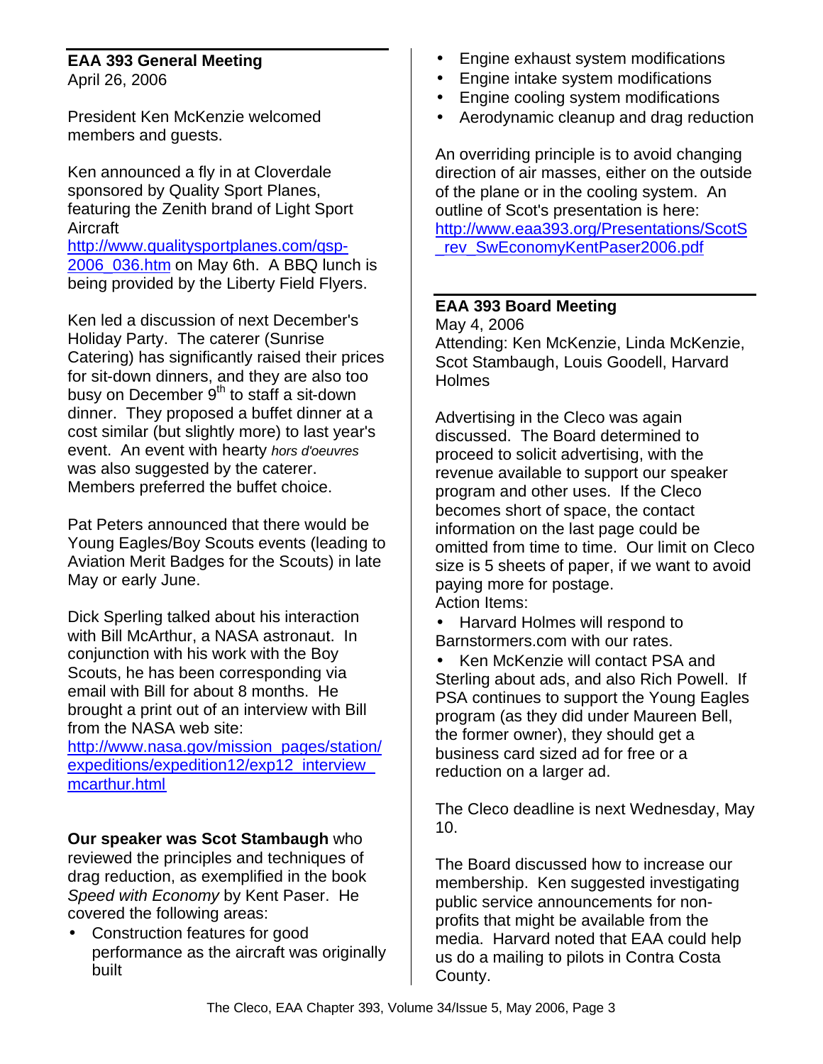## EAA 393 General Meeting

April 26, 2006

President Ken McKenzie welcomed members and guests.

Ken announced a fly in at Cloverdale sponsored by Quality Sport Planes, featuring the Zenith brand of Light Sport Aircraft http://www.qualitysportplanes.com/qsp-2006_036.htm on May 6th. A BBQ lunch is being provided by the Liberty Field Flyers.

Ken led a discussion of next December's Holiday Party. The caterer (Sunrise Catering) has significantly raised their prices for sit-down dinners, and they are also too busy on December 9th to staff a sit-down dinner. They proposed a buffet dinner at a cost similar (but slightly more) to last year's event. An event with hearty *hors d'oeuvres* was also suggested by the caterer. Members preferred the buffet choice.

Pat Peters announced that there would be Young Eagles/Boy Scouts events (leading to Aviation Merit Badges for the Scouts) in late May or early June.

Dick Sperling talked about his interaction with Bill McArthur, a NASA astronaut. In conjunction with his work with the Boy Scouts, he has been corresponding via email with Bill for about 8 months. He brought a print out of an interview with Bill from the NASA web site: http://www.nasa.gov/mission_pages/station/expeditions/expedition12/exp12_interview_mcarthur.html

**Our speaker was Scot Stambaugh** who reviewed the principles and techniques of drag reduction, as exemplified in the book *Speed with Economy* by Kent Paser. He covered the following areas:

- Construction features for good performance as the aircraft was originally built
- Engine exhaust system modifications
- Engine intake system modifications
- Engine cooling system modifications
- Aerodynamic cleanup and drag reduction

An overriding principle is to avoid changing direction of air masses, either on the outside of the plane or in the cooling system. An outline of Scot's presentation is here: http://www.eaa393.org/Presentations/ScotS_rev_SwEconomyKentPaser2006.pdf

## EAA 393 Board Meeting

May 4, 2006

Attending: Ken McKenzie, Linda McKenzie, Scot Stambaugh, Louis Goodell, Harvard Holmes

Advertising in the Cleco was again discussed. The Board determined to proceed to solicit advertising, with the revenue available to support our speaker program and other uses. If the Cleco becomes short of space, the contact information on the last page could be omitted from time to time. Our limit on Cleco size is 5 sheets of paper, if we want to avoid paying more for postage.

Action Items:

- Harvard Holmes will respond to Barnstormers.com with our rates.
- Ken McKenzie will contact PSA and Sterling about ads, and also Rich Powell. If PSA continues to support the Young Eagles program (as they did under Maureen Bell, the former owner), they should get a business card sized ad for free or a reduction on a larger ad.

The Cleco deadline is next Wednesday, May 10.

The Board discussed how to increase our membership. Ken suggested investigating public service announcements for non-profits that might be available from the media. Harvard noted that EAA could help us do a mailing to pilots in Contra Costa County.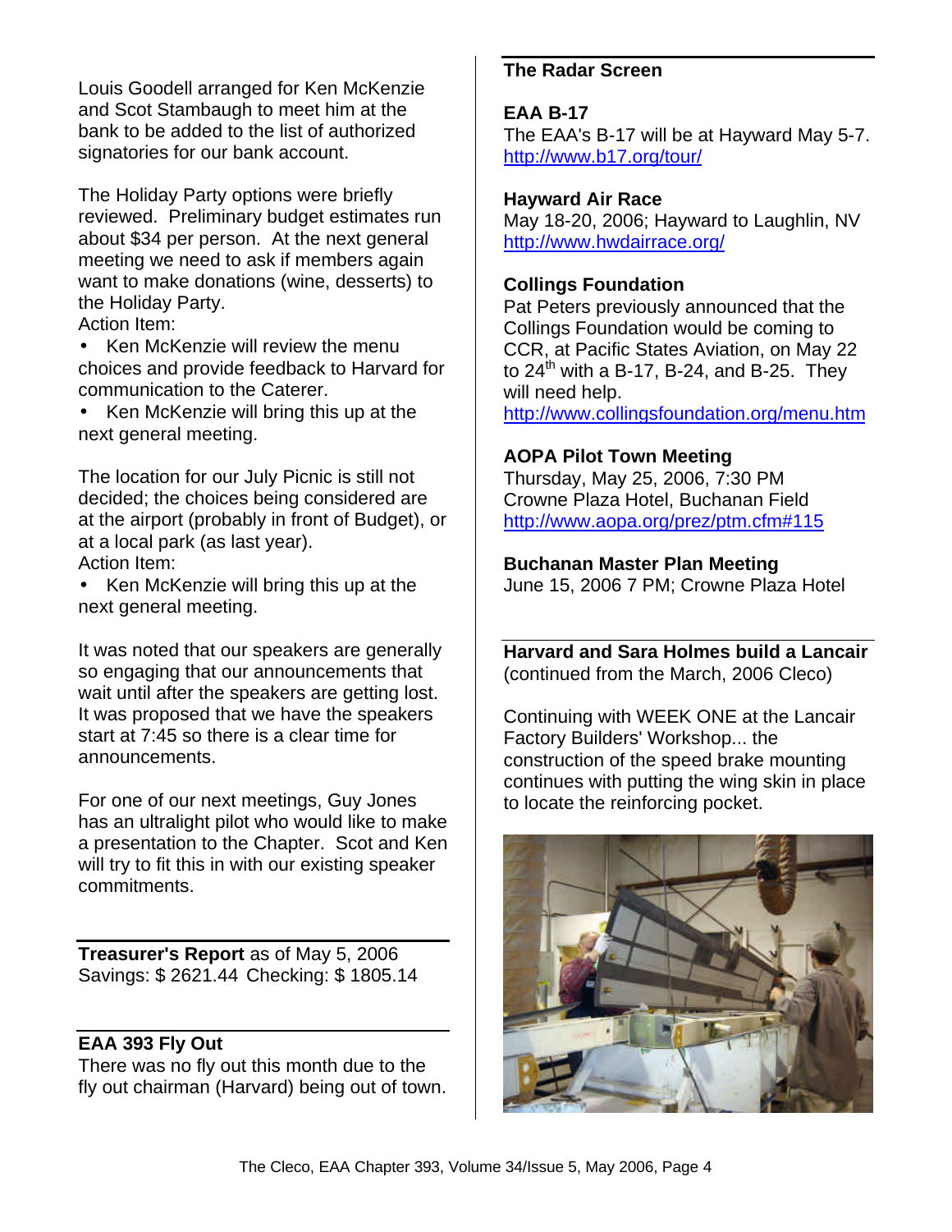Louis Goodell arranged for Ken McKenzie and Scot Stambaugh to meet him at the bank to be added to the list of authorized signatories for our bank account.

The Holiday Party options were briefly reviewed. Preliminary budget estimates run about $34 per person. At the next general meeting we need to ask if members again want to make donations (wine, desserts) to the Holiday Party.

Action Item:

- Ken McKenzie will review the menu choices and provide feedback to Harvard for communication to the Caterer.
- Ken McKenzie will bring this up at the next general meeting.

The location for our July Picnic is still not decided; the choices being considered are at the airport (probably in front of Budget), or at a local park (as last year).

Action Item:

- Ken McKenzie will bring this up at the next general meeting.

It was noted that our speakers are generally so engaging that our announcements that wait until after the speakers are getting lost. It was proposed that we have the speakers start at 7:45 so there is a clear time for announcements.

For one of our next meetings, Guy Jones has an ultralight pilot who would like to make a presentation to the Chapter. Scot and Ken will try to fit this in with our existing speaker commitments.

**Treasurer's Report** as of May 5, 2006
Savings: $ 2621.44 Checking: $ 1805.14

## EAA 393 Fly Out

There was no fly out this month due to the fly out chairman (Harvard) being out of town.

## The Radar Screen

**EAA B-17**
The EAA's B-17 will be at Hayward May 5-7.
http://www.b17.org/tour/

**Hayward Air Race**
May 18-20, 2006; Hayward to Laughlin, NV
http://www.hwdairrace.org/

**Collings Foundation**
Pat Peters previously announced that the Collings Foundation would be coming to CCR, at Pacific States Aviation, on May 22 to 24th with a B-17, B-24, and B-25. They will need help.
http://www.collingsfoundation.org/menu.htm

**AOPA Pilot Town Meeting**
Thursday, May 25, 2006, 7:30 PM
Crowne Plaza Hotel, Buchanan Field
http://www.aopa.org/prez/ptm.cfm#115

**Buchanan Master Plan Meeting**
June 15, 2006 7 PM; Crowne Plaza Hotel

## Harvard and Sara Holmes build a Lancair

(continued from the March, 2006 Cleco)

Continuing with WEEK ONE at the Lancair Factory Builders' Workshop... the construction of the speed brake mounting continues with putting the wing skin in place to locate the reinforcing pocket.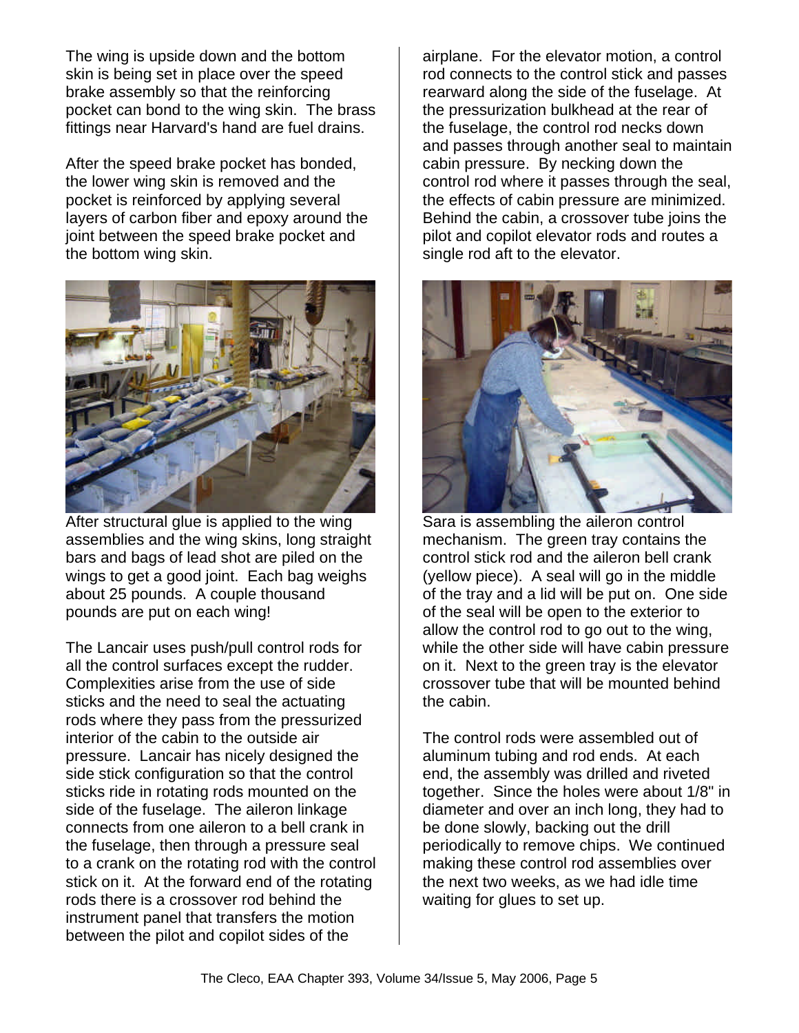The wing is upside down and the bottom skin is being set in place over the speed brake assembly so that the reinforcing pocket can bond to the wing skin. The brass fittings near Harvard's hand are fuel drains.

After the speed brake pocket has bonded, the lower wing skin is removed and the pocket is reinforced by applying several layers of carbon fiber and epoxy around the joint between the speed brake pocket and the bottom wing skin.

After structural glue is applied to the wing assemblies and the wing skins, long straight bars and bags of lead shot are piled on the wings to get a good joint. Each bag weighs about 25 pounds. A couple thousand pounds are put on each wing!

The Lancair uses push/pull control rods for all the control surfaces except the rudder. Complexities arise from the use of side sticks and the need to seal the actuating rods where they pass from the pressurized interior of the cabin to the outside air pressure. Lancair has nicely designed the side stick configuration so that the control sticks ride in rotating rods mounted on the side of the fuselage. The aileron linkage connects from one aileron to a bell crank in the fuselage, then through a pressure seal to a crank on the rotating rod with the control stick on it. At the forward end of the rotating rods there is a crossover rod behind the instrument panel that transfers the motion between the pilot and copilot sides of the airplane. For the elevator motion, a control rod connects to the control stick and passes rearward along the side of the fuselage. At the pressurization bulkhead at the rear of the fuselage, the control rod necks down and passes through another seal to maintain cabin pressure. By necking down the control rod where it passes through the seal, the effects of cabin pressure are minimized. Behind the cabin, a crossover tube joins the pilot and copilot elevator rods and routes a single rod aft to the elevator.

Sara is assembling the aileron control mechanism. The green tray contains the control stick rod and the aileron bell crank (yellow piece). A seal will go in the middle of the tray and a lid will be put on. One side of the seal will be open to the exterior to allow the control rod to go out to the wing, while the other side will have cabin pressure on it. Next to the green tray is the elevator crossover tube that will be mounted behind the cabin.

The control rods were assembled out of aluminum tubing and rod ends. At each end, the assembly was drilled and riveted together. Since the holes were about 1/8" in diameter and over an inch long, they had to be done slowly, backing out the drill periodically to remove chips. We continued making these control rod assemblies over the next two weeks, as we had idle time waiting for glues to set up.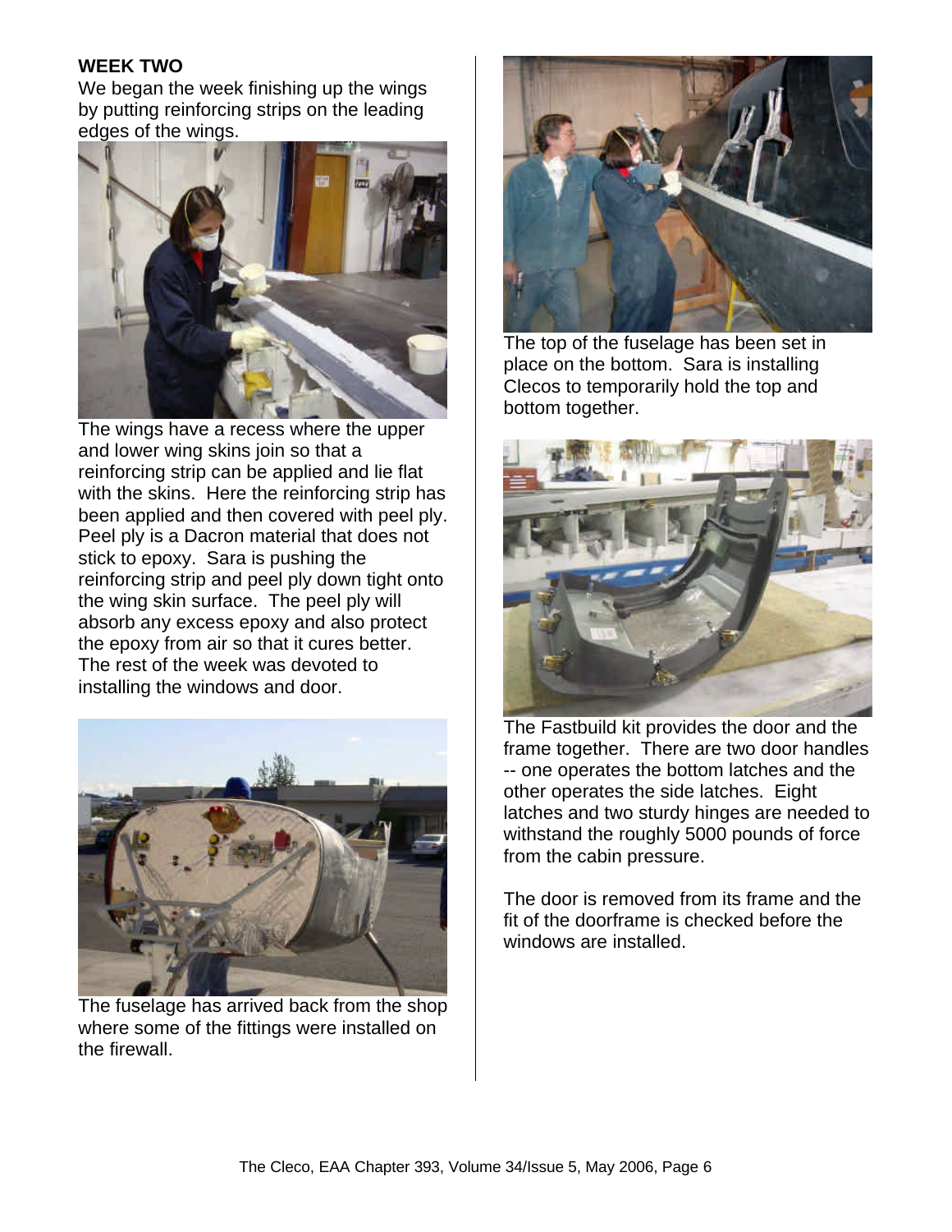## WEEK TWO

We began the week finishing up the wings by putting reinforcing strips on the leading edges of the wings.

The wings have a recess where the upper and lower wing skins join so that a reinforcing strip can be applied and lie flat with the skins. Here the reinforcing strip has been applied and then covered with peel ply. Peel ply is a Dacron material that does not stick to epoxy. Sara is pushing the reinforcing strip and peel ply down tight onto the wing skin surface. The peel ply will absorb any excess epoxy and also protect the epoxy from air so that it cures better. The rest of the week was devoted to installing the windows and door.

The fuselage has arrived back from the shop where some of the fittings were installed on the firewall.

The top of the fuselage has been set in place on the bottom. Sara is installing Clecos to temporarily hold the top and bottom together.

The Fastbuild kit provides the door and the frame together. There are two door handles -- one operates the bottom latches and the other operates the side latches. Eight latches and two sturdy hinges are needed to withstand the roughly 5000 pounds of force from the cabin pressure.

The door is removed from its frame and the fit of the doorframe is checked before the windows are installed.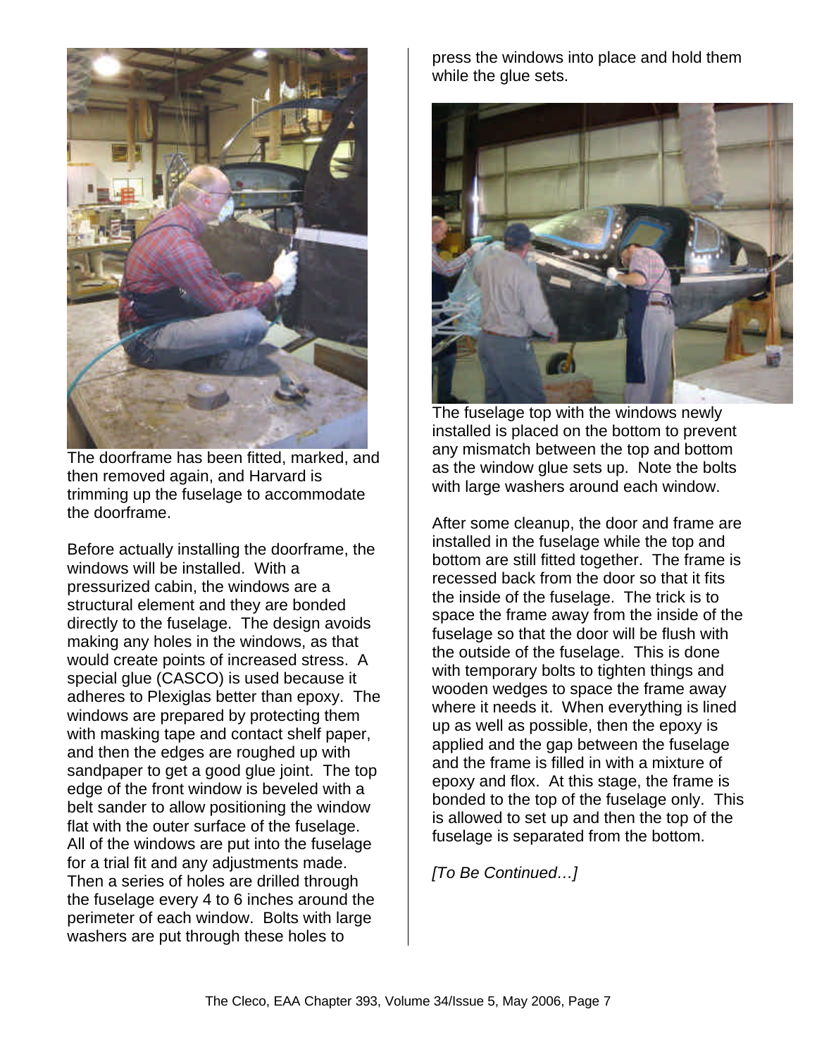The doorframe has been fitted, marked, and then removed again, and Harvard is trimming up the fuselage to accommodate the doorframe.

Before actually installing the doorframe, the windows will be installed. With a pressurized cabin, the windows are a structural element and they are bonded directly to the fuselage. The design avoids making any holes in the windows, as that would create points of increased stress. A special glue (CASCO) is used because it adheres to Plexiglas better than epoxy. The windows are prepared by protecting them with masking tape and contact shelf paper, and then the edges are roughed up with sandpaper to get a good glue joint. The top edge of the front window is beveled with a belt sander to allow positioning the window flat with the outer surface of the fuselage. All of the windows are put into the fuselage for a trial fit and any adjustments made. Then a series of holes are drilled through the fuselage every 4 to 6 inches around the perimeter of each window. Bolts with large washers are put through these holes to press the windows into place and hold them while the glue sets.

The fuselage top with the windows newly installed is placed on the bottom to prevent any mismatch between the top and bottom as the window glue sets up. Note the bolts with large washers around each window.

After some cleanup, the door and frame are installed in the fuselage while the top and bottom are still fitted together. The frame is recessed back from the door so that it fits the inside of the fuselage. The trick is to space the frame away from the inside of the fuselage so that the door will be flush with the outside of the fuselage. This is done with temporary bolts to tighten things and wooden wedges to space the frame away where it needs it. When everything is lined up as well as possible, then the epoxy is applied and the gap between the fuselage and the frame is filled in with a mixture of epoxy and flox. At this stage, the frame is bonded to the top of the fuselage only. This is allowed to set up and then the top of the fuselage is separated from the bottom.

*[To Be Continued…]*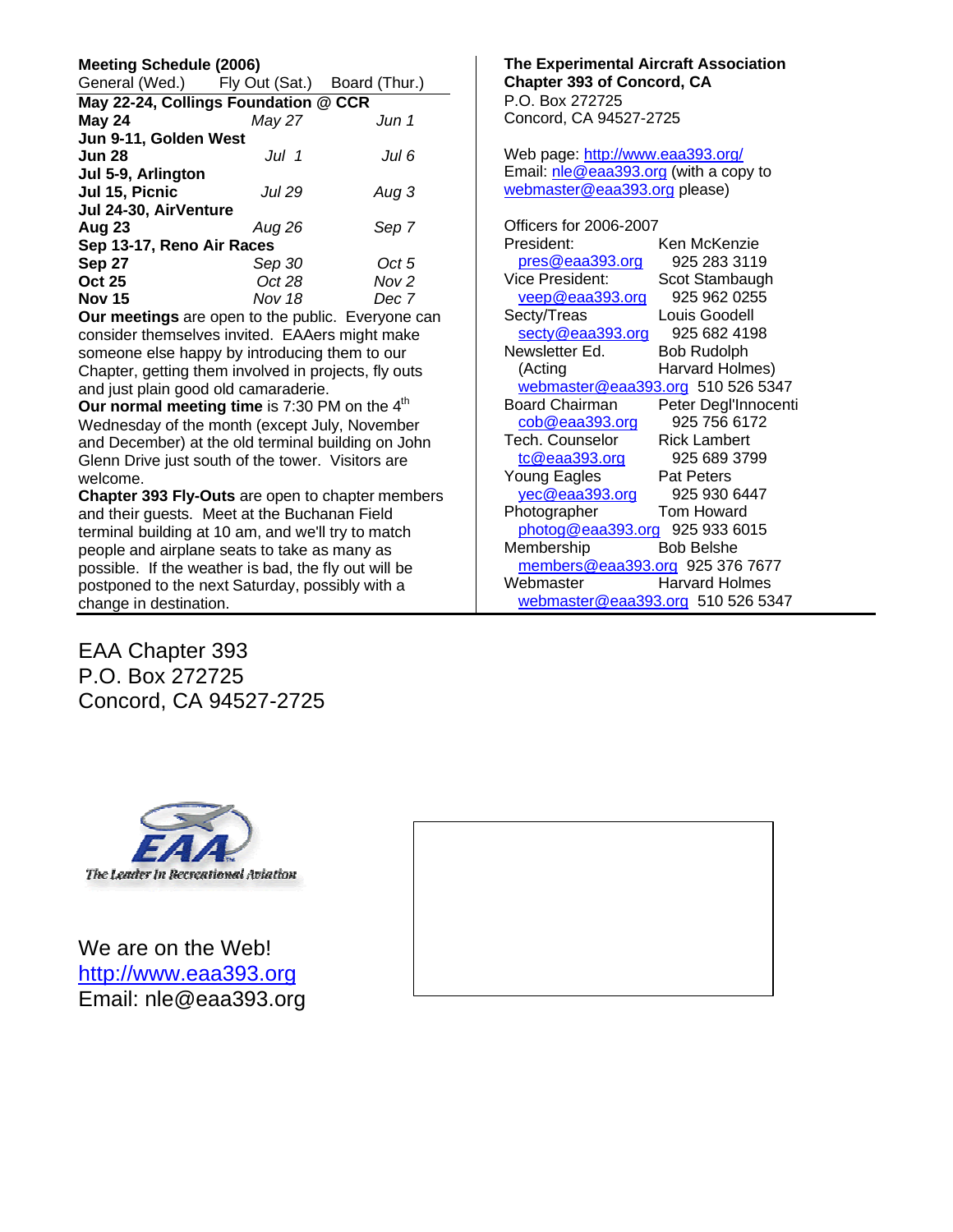**Meeting Schedule (2006)**

| General (Wed.) | Fly Out (Sat.) | Board (Thur.) |
|---|---|---|
| **May 22-24, Collings Foundation @ CCR** | | |
| **May 24** | *May 27* | *Jun 1* |
| **Jun 9-11, Golden West** | | |
| **Jun 28** | *Jul 1* | *Jul 6* |
| **Jul 5-9, Arlington** | | |
| **Jul 15, Picnic** | *Jul 29* | *Aug 3* |
| **Jul 24-30, AirVenture** | | |
| **Aug 23** | *Aug 26* | *Sep 7* |
| **Sep 13-17, Reno Air Races** | | |
| **Sep 27** | *Sep 30* | *Oct 5* |
| **Oct 25** | *Oct 28* | *Nov 2* |
| **Nov 15** | *Nov 18* | *Dec 7* |

**Our meetings** are open to the public. Everyone can consider themselves invited. EAAers might make someone else happy by introducing them to our Chapter, getting them involved in projects, fly outs and just plain good old camaraderie.

**Our normal meeting time** is 7:30 PM on the 4th Wednesday of the month (except July, November and December) at the old terminal building on John Glenn Drive just south of the tower. Visitors are welcome.

**Chapter 393 Fly-Outs** are open to chapter members and their guests. Meet at the Buchanan Field terminal building at 10 am, and we'll try to match people and airplane seats to take as many as possible. If the weather is bad, the fly out will be postponed to the next Saturday, possibly with a change in destination.

**The Experimental Aircraft Association**
**Chapter 393 of Concord, CA**
P.O. Box 272725
Concord, CA 94527-2725

Web page: http://www.eaa393.org/
Email: nle@eaa393.org (with a copy to webmaster@eaa393.org please)

Officers for 2006-2007

| | | |
|---|---|---|
| President: | Ken McKenzie | |
| pres@eaa393.org | 925 283 3119 | |
| Vice President: | Scot Stambaugh | |
| veep@eaa393.org | 925 962 0255 | |
| Secty/Treas | Louis Goodell | |
| secty@eaa393.org | 925 682 4198 | |
| Newsletter Ed. | Bob Rudolph | |
| (Acting | Harvard Holmes) | |
| webmaster@eaa393.org | 510 526 5347 | |
| Board Chairman | Peter Degl'Innocenti | |
| cob@eaa393.org | 925 756 6172 | |
| Tech. Counselor | Rick Lambert | |
| tc@eaa393.org | 925 689 3799 | |
| Young Eagles | Pat Peters | |
| yec@eaa393.org | 925 930 6447 | |
| Photographer | Tom Howard | |
| photog@eaa393.org | 925 933 6015 | |
| Membership | Bob Belshe | |
| members@eaa393.org | 925 376 7677 | |
| Webmaster | Harvard Holmes | |
| webmaster@eaa393.org | 510 526 5347 | |

EAA Chapter 393
P.O. Box 272725
Concord, CA 94527-2725

EAA
The Leader In Recreational Aviation

We are on the Web!
http://www.eaa393.org
Email: nle@eaa393.org